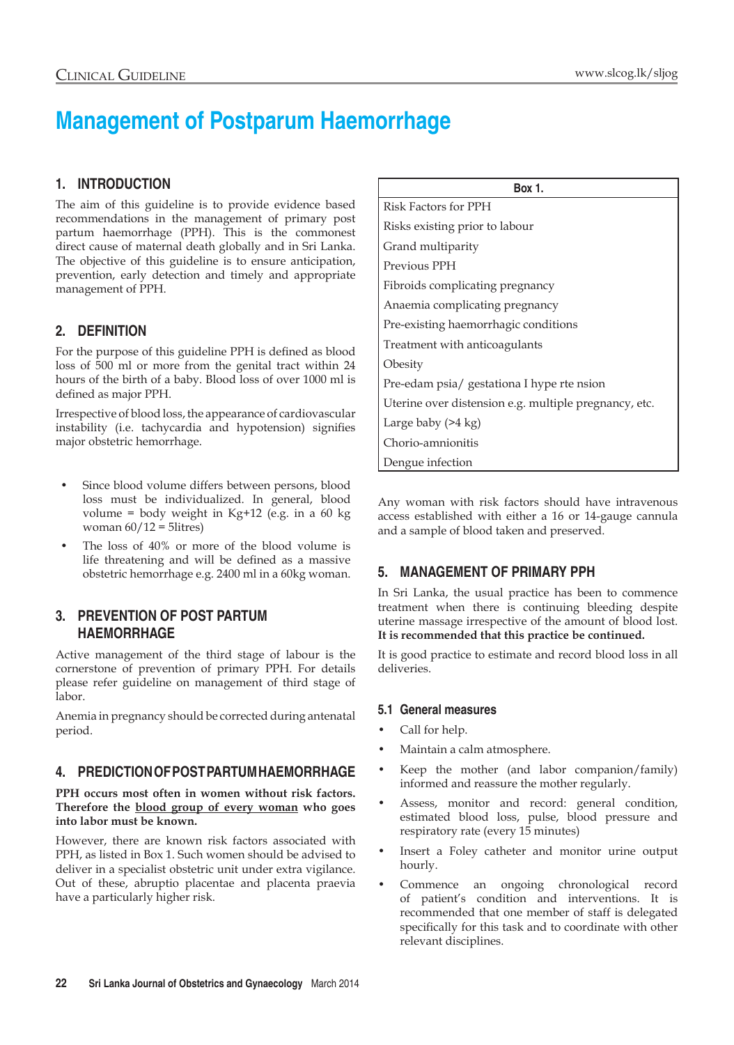# Management of Postparum Haemorrhage

## 1. INTRODUCTION

The aim of this guideline is to provide evidence based recommendations in the management of primary post partum haemorrhage (PPH). This is the commonest direct cause of maternal death globally and in Sri Lanka. The objective of this guideline is to ensure anticipation, prevention, early detection and timely and appropriate management of PPH.

## 2. DEFINITION

For the purpose of this guideline PPH is defined as blood loss of 500 ml or more from the genital tract within 24 hours of the birth of a baby. Blood loss of over 1000 ml is defined as major PPH.

Irrespective of blood loss, the appearance of cardiovascular instability (i.e. tachycardia and hypotension) signifies major obstetric hemorrhage.

- Since blood volume differs between persons, blood loss must be individualized. In general, blood volume = body weight in Kg+12 (e.g. in a 60 kg woman 60/12 = 5litres)
- The loss of 40% or more of the blood volume is life threatening and will be defined as a massive obstetric hemorrhage e.g. 2400 ml in a 60kg woman.

## 3. PREVENTION OF POST PARTUM HAEMORRHAGE

Active management of the third stage of labour is the cornerstone of prevention of primary PPH. For details please refer guideline on management of third stage of labor.

Anemia in pregnancy should be corrected during antenatal period.

## 4. PREDICTION OF POST PARTUM HAEMORRHAGE

**PPH occurs most often in women without risk factors. Therefore the <u>blood group of every woman</u> who goes into labor must be known.**

However, there are known risk factors associated with PPH, as listed in Box 1. Such women should be advised to deliver in a specialist obstetric unit under extra vigilance. Out of these, abruptio placentae and placenta praevia have a particularly higher risk.

| Box 1. |
|---|
| Risk Factors for PPH |
| Risks existing prior to labour |
| Grand multiparity |
| Previous PPH |
| Fibroids complicating pregnancy |
| Anaemia complicating pregnancy |
| Pre-existing haemorrhagic conditions |
| Treatment with anticoagulants |
| Obesity |
| Pre-edam psia/ gestationa I hype rte nsion |
| Uterine over distension e.g. multiple pregnancy, etc. |
| Large baby (>4 kg) |
| Chorio-amnionitis |
| Dengue infection |

Any woman with risk factors should have intravenous access established with either a 16 or 14-gauge cannula and a sample of blood taken and preserved.

## 5. MANAGEMENT OF PRIMARY PPH

In Sri Lanka, the usual practice has been to commence treatment when there is continuing bleeding despite uterine massage irrespective of the amount of blood lost. **It is recommended that this practice be continued.**

It is good practice to estimate and record blood loss in all deliveries.

### 5.1 General measures

- Call for help.
- Maintain a calm atmosphere.
- Keep the mother (and labor companion/family) informed and reassure the mother regularly.
- Assess, monitor and record: general condition, estimated blood loss, pulse, blood pressure and respiratory rate (every 15 minutes)
- Insert a Foley catheter and monitor urine output hourly.
- Commence an ongoing chronological record of patient's condition and interventions. It is recommended that one member of staff is delegated specifically for this task and to coordinate with other relevant disciplines.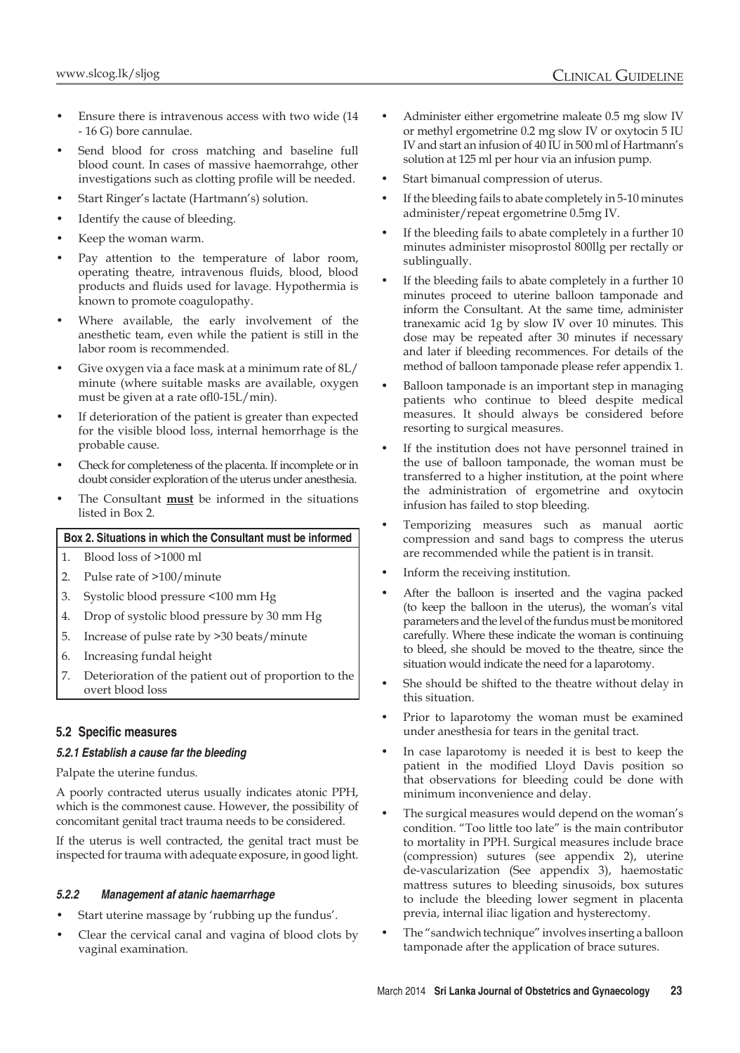- Ensure there is intravenous access with two wide (14 - 16 G) bore cannulae.
- Send blood for cross matching and baseline full blood count. In cases of massive haemorrahge, other investigations such as clotting profile will be needed.
- Start Ringer's lactate (Hartmann's) solution.
- Identify the cause of bleeding.
- Keep the woman warm.
- Pay attention to the temperature of labor room, operating theatre, intravenous fluids, blood, blood products and fluids used for lavage. Hypothermia is known to promote coagulopathy.
- Where available, the early involvement of the anesthetic team, even while the patient is still in the labor room is recommended.
- Give oxygen via a face mask at a minimum rate of 8L/ minute (where suitable masks are available, oxygen must be given at a rate ofl0-15L/min).
- If deterioration of the patient is greater than expected for the visible blood loss, internal hemorrhage is the probable cause.
- Check for completeness of the placenta. If incomplete or in doubt consider exploration of the uterus under anesthesia.
- The Consultant **must** be informed in the situations listed in Box 2.

| Box 2. Situations in which the Consultant must be informed |
|---|
| 1. Blood loss of >1000 ml |
| 2. Pulse rate of >100/minute |
| 3. Systolic blood pressure <100 mm Hg |
| 4. Drop of systolic blood pressure by 30 mm Hg |
| 5. Increase of pulse rate by >30 beats/minute |
| 6. Increasing fundal height |
| 7. Deterioration of the patient out of proportion to the overt blood loss |

### 5.2 Specific measures

#### *5.2.1 Establish a cause far the bleeding*

Palpate the uterine fundus.

A poorly contracted uterus usually indicates atonic PPH, which is the commonest cause. However, the possibility of concomitant genital tract trauma needs to be considered.

If the uterus is well contracted, the genital tract must be inspected for trauma with adequate exposure, in good light.

#### *5.2.2 Management af atanic haemarrhage*

- Start uterine massage by 'rubbing up the fundus'.
- Clear the cervical canal and vagina of blood clots by vaginal examination.
- Administer either ergometrine maleate 0.5 mg slow IV or methyl ergometrine 0.2 mg slow IV or oxytocin 5 IU IV and start an infusion of 40 IU in 500 ml of Hartmann's solution at 125 ml per hour via an infusion pump.
- Start bimanual compression of uterus.
- If the bleeding fails to abate completely in 5-10 minutes administer/repeat ergometrine 0.5mg IV.
- If the bleeding fails to abate completely in a further 10 minutes administer misoprostol 800llg per rectally or sublingually.
- If the bleeding fails to abate completely in a further 10 minutes proceed to uterine balloon tamponade and inform the Consultant. At the same time, administer tranexamic acid 1g by slow IV over 10 minutes. This dose may be repeated after 30 minutes if necessary and later if bleeding recommences. For details of the method of balloon tamponade please refer appendix 1.
- Balloon tamponade is an important step in managing patients who continue to bleed despite medical measures. It should always be considered before resorting to surgical measures.
- If the institution does not have personnel trained in the use of balloon tamponade, the woman must be transferred to a higher institution, at the point where the administration of ergometrine and oxytocin infusion has failed to stop bleeding.
- Temporizing measures such as manual aortic compression and sand bags to compress the uterus are recommended while the patient is in transit.
- Inform the receiving institution.
- After the balloon is inserted and the vagina packed (to keep the balloon in the uterus), the woman's vital parameters and the level of the fundus must be monitored carefully. Where these indicate the woman is continuing to bleed, she should be moved to the theatre, since the situation would indicate the need for a laparotomy.
- She should be shifted to the theatre without delay in this situation.
- Prior to laparotomy the woman must be examined under anesthesia for tears in the genital tract.
- In case laparotomy is needed it is best to keep the patient in the modified Lloyd Davis position so that observations for bleeding could be done with minimum inconvenience and delay.
- The surgical measures would depend on the woman's condition. "Too little too late" is the main contributor to mortality in PPH. Surgical measures include brace (compression) sutures (see appendix 2), uterine de-vascularization (See appendix 3), haemostatic mattress sutures to bleeding sinusoids, box sutures to include the bleeding lower segment in placenta previa, internal iliac ligation and hysterectomy.
- The "sandwich technique" involves inserting a balloon tamponade after the application of brace sutures.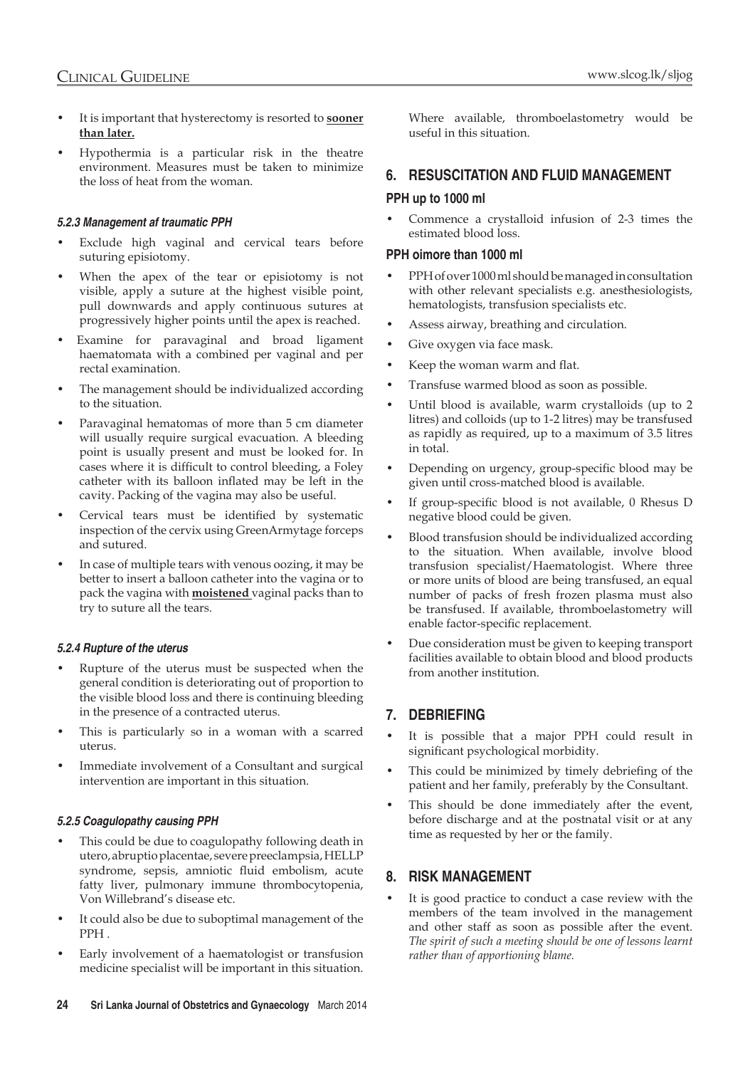- It is important that hysterectomy is resorted to **sooner than later.**
- Hypothermia is a particular risk in the theatre environment. Measures must be taken to minimize the loss of heat from the woman.

#### *5.2.3 Management af traumatic PPH*

- Exclude high vaginal and cervical tears before suturing episiotomy.
- When the apex of the tear or episiotomy is not visible, apply a suture at the highest visible point, pull downwards and apply continuous sutures at progressively higher points until the apex is reached.
- Examine for paravaginal and broad ligament haematomata with a combined per vaginal and per rectal examination.
- The management should be individualized according to the situation.
- Paravaginal hematomas of more than 5 cm diameter will usually require surgical evacuation. A bleeding point is usually present and must be looked for. In cases where it is difficult to control bleeding, a Foley catheter with its balloon inflated may be left in the cavity. Packing of the vagina may also be useful.
- Cervical tears must be identified by systematic inspection of the cervix using GreenArmytage forceps and sutured.
- In case of multiple tears with venous oozing, it may be better to insert a balloon catheter into the vagina or to pack the vagina with **moistened** vaginal packs than to try to suture all the tears.

#### *5.2.4 Rupture of the uterus*

- Rupture of the uterus must be suspected when the general condition is deteriorating out of proportion to the visible blood loss and there is continuing bleeding in the presence of a contracted uterus.
- This is particularly so in a woman with a scarred uterus.
- Immediate involvement of a Consultant and surgical intervention are important in this situation.

#### *5.2.5 Coagulopathy causing PPH*

- This could be due to coagulopathy following death in utero, abruptio placentae, severe preeclampsia, HELLP syndrome, sepsis, amniotic fluid embolism, acute fatty liver, pulmonary immune thrombocytopenia, Von Willebrand's disease etc.
- It could also be due to suboptimal management of the PPH .
- Early involvement of a haematologist or transfusion medicine specialist will be important in this situation. Where available, thromboelastometry would be useful in this situation.

## 6. RESUSCITATION AND FLUID MANAGEMENT

### PPH up to 1000 ml

- Commence a crystalloid infusion of 2-3 times the estimated blood loss.

### PPH oimore than 1000 ml

- PPH of over 1000 ml should be managed in consultation with other relevant specialists e.g. anesthesiologists, hematologists, transfusion specialists etc.
- Assess airway, breathing and circulation.
- Give oxygen via face mask.
- Keep the woman warm and flat.
- Transfuse warmed blood as soon as possible.
- Until blood is available, warm crystalloids (up to 2 litres) and colloids (up to 1-2 litres) may be transfused as rapidly as required, up to a maximum of 3.5 litres in total.
- Depending on urgency, group-specific blood may be given until cross-matched blood is available.
- If group-specific blood is not available, 0 Rhesus D negative blood could be given.
- Blood transfusion should be individualized according to the situation. When available, involve blood transfusion specialist/Haematologist. Where three or more units of blood are being transfused, an equal number of packs of fresh frozen plasma must also be transfused. If available, thromboelastometry will enable factor-specific replacement.
- Due consideration must be given to keeping transport facilities available to obtain blood and blood products from another institution.

## 7. DEBRIEFING

- It is possible that a major PPH could result in significant psychological morbidity.
- This could be minimized by timely debriefing of the patient and her family, preferably by the Consultant.
- This should be done immediately after the event, before discharge and at the postnatal visit or at any time as requested by her or the family.

## 8. RISK MANAGEMENT

- It is good practice to conduct a case review with the members of the team involved in the management and other staff as soon as possible after the event. *The spirit of such a meeting should be one of lessons learnt rather than of apportioning blame.*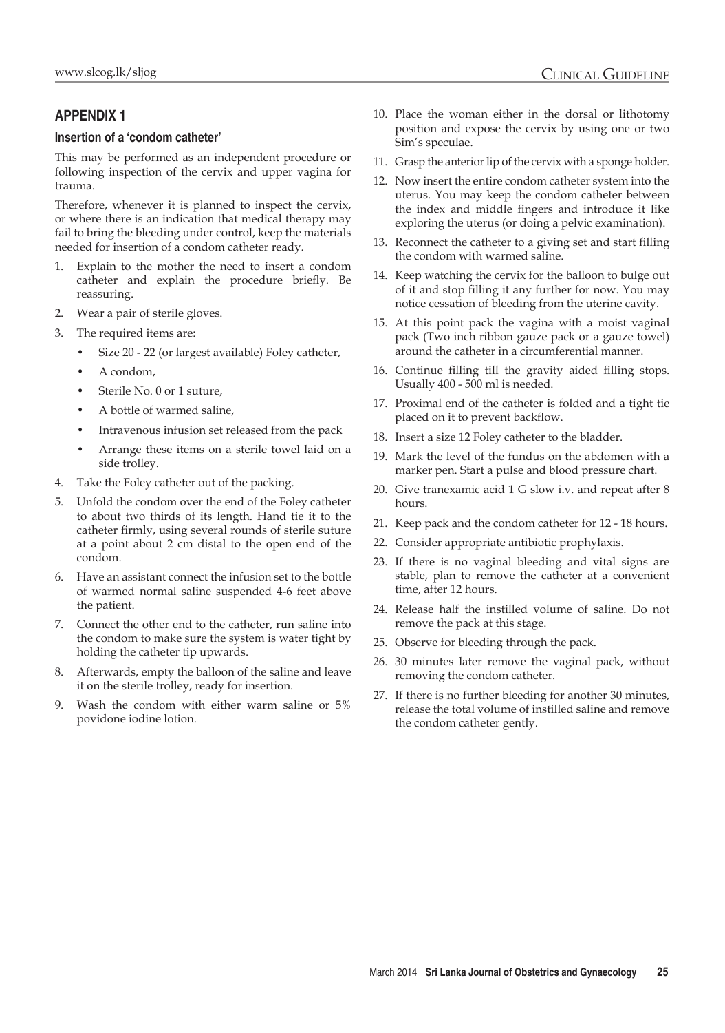## APPENDIX 1

### Insertion of a 'condom catheter'

This may be performed as an independent procedure or following inspection of the cervix and upper vagina for trauma.

Therefore, whenever it is planned to inspect the cervix, or where there is an indication that medical therapy may fail to bring the bleeding under control, keep the materials needed for insertion of a condom catheter ready.

1. Explain to the mother the need to insert a condom catheter and explain the procedure briefly. Be reassuring.
2. Wear a pair of sterile gloves.
3. The required items are:
   - Size 20 - 22 (or largest available) Foley catheter,
   - A condom,
   - Sterile No. 0 or 1 suture,
   - A bottle of warmed saline,
   - Intravenous infusion set released from the pack
   - Arrange these items on a sterile towel laid on a side trolley.
4. Take the Foley catheter out of the packing.
5. Unfold the condom over the end of the Foley catheter to about two thirds of its length. Hand tie it to the catheter firmly, using several rounds of sterile suture at a point about 2 cm distal to the open end of the condom.
6. Have an assistant connect the infusion set to the bottle of warmed normal saline suspended 4-6 feet above the patient.
7. Connect the other end to the catheter, run saline into the condom to make sure the system is water tight by holding the catheter tip upwards.
8. Afterwards, empty the balloon of the saline and leave it on the sterile trolley, ready for insertion.
9. Wash the condom with either warm saline or 5% povidone iodine lotion.
10. Place the woman either in the dorsal or lithotomy position and expose the cervix by using one or two Sim's speculae.
11. Grasp the anterior lip of the cervix with a sponge holder.
12. Now insert the entire condom catheter system into the uterus. You may keep the condom catheter between the index and middle fingers and introduce it like exploring the uterus (or doing a pelvic examination).
13. Reconnect the catheter to a giving set and start filling the condom with warmed saline.
14. Keep watching the cervix for the balloon to bulge out of it and stop filling it any further for now. You may notice cessation of bleeding from the uterine cavity.
15. At this point pack the vagina with a moist vaginal pack (Two inch ribbon gauze pack or a gauze towel) around the catheter in a circumferential manner.
16. Continue filling till the gravity aided filling stops. Usually 400 - 500 ml is needed.
17. Proximal end of the catheter is folded and a tight tie placed on it to prevent backflow.
18. Insert a size 12 Foley catheter to the bladder.
19. Mark the level of the fundus on the abdomen with a marker pen. Start a pulse and blood pressure chart.
20. Give tranexamic acid 1 G slow i.v. and repeat after 8 hours.
21. Keep pack and the condom catheter for 12 - 18 hours.
22. Consider appropriate antibiotic prophylaxis.
23. If there is no vaginal bleeding and vital signs are stable, plan to remove the catheter at a convenient time, after 12 hours.
24. Release half the instilled volume of saline. Do not remove the pack at this stage.
25. Observe for bleeding through the pack.
26. 30 minutes later remove the vaginal pack, without removing the condom catheter.
27. If there is no further bleeding for another 30 minutes, release the total volume of instilled saline and remove the condom catheter gently.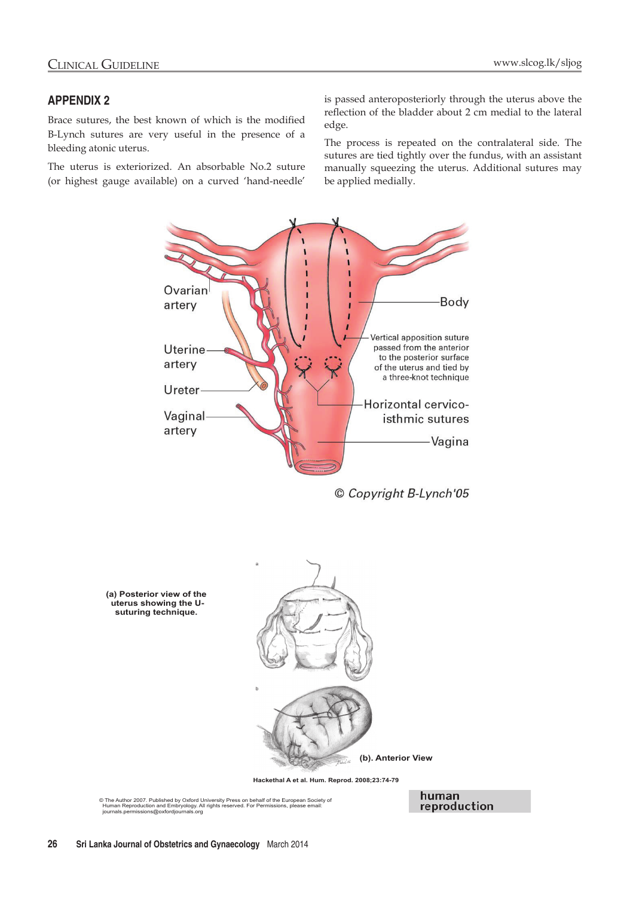## APPENDIX 2

Brace sutures, the best known of which is the modified B-Lynch sutures are very useful in the presence of a bleeding atonic uterus.

The uterus is exteriorized. An absorbable No.2 suture (or highest gauge available) on a curved 'hand-needle' is passed anteroposteriorly through the uterus above the reflection of the bladder about 2 cm medial to the lateral edge.

The process is repeated on the contralateral side. The sutures are tied tightly over the fundus, with an assistant manually squeezing the uterus. Additional sutures may be applied medially.

Ovarian artery

Uterine artery

Ureter

Vaginal artery

Body

Vertical apposition suture passed from the anterior to the posterior surface of the uterus and tied by a three-knot technique

Horizontal cervico-isthmic sutures

Vagina

© Copyright B-Lynch'05

**(a) Posterior view of the uterus showing the U-suturing technique.**

**(b). Anterior View**

**Hackethal A et al. Hum. Reprod. 2008;23:74-79**

© The Author 2007. Published by Oxford University Press on behalf of the European Society of Human Reproduction and Embryology. All rights reserved. For Permissions, please email: journals.permissions@oxfordjournals.org

human reproduction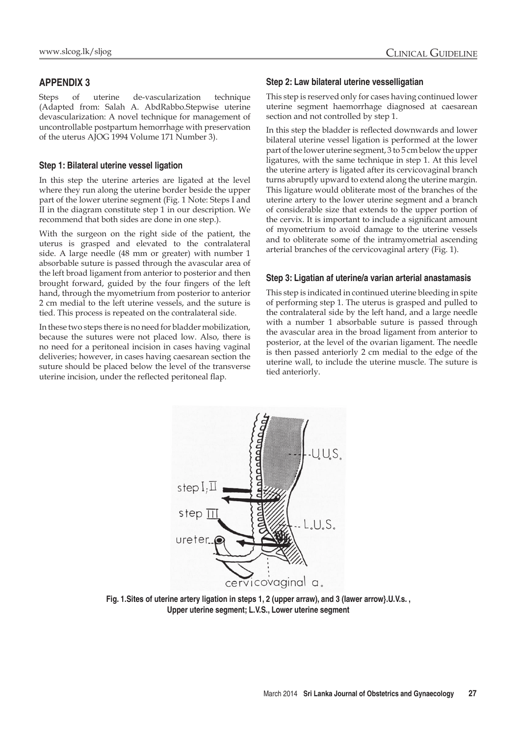## APPENDIX 3

Steps of uterine de-vascularization technique (Adapted from: Salah A. AbdRabbo.Stepwise uterine devascularization: A novel technique for management of uncontrollable postpartum hemorrhage with preservation of the uterus AJOG 1994 Volume 171 Number 3).

### Step 1: Bilateral uterine vessel ligation

In this step the uterine arteries are ligated at the level where they run along the uterine border beside the upper part of the lower uterine segment (Fig. 1 Note: Steps I and II in the diagram constitute step 1 in our description. We recommend that both sides are done in one step.).

With the surgeon on the right side of the patient, the uterus is grasped and elevated to the contralateral side. A large needle (48 mm or greater) with number 1 absorbable suture is passed through the avascular area of the left broad ligament from anterior to posterior and then brought forward, guided by the four fingers of the left hand, through the myometrium from posterior to anterior 2 cm medial to the left uterine vessels, and the suture is tied. This process is repeated on the contralateral side.

In these two steps there is no need for bladder mobilization, because the sutures were not placed low. Also, there is no need for a peritoneal incision in cases having vaginal deliveries; however, in cases having caesarean section the suture should be placed below the level of the transverse uterine incision, under the reflected peritoneal flap.

### Step 2: Law bilateral uterine vesselligatian

This step is reserved only for cases having continued lower uterine segment haemorrhage diagnosed at caesarean section and not controlled by step 1.

In this step the bladder is reflected downwards and lower bilateral uterine vessel ligation is performed at the lower part of the lower uterine segment, 3 to 5 cm below the upper ligatures, with the same technique in step 1. At this level the uterine artery is ligated after its cervicovaginal branch turns abruptly upward to extend along the uterine margin. This ligature would obliterate most of the branches of the uterine artery to the lower uterine segment and a branch of considerable size that extends to the upper portion of the cervix. It is important to include a significant amount of myometrium to avoid damage to the uterine vessels and to obliterate some of the intramyometrial ascending arterial branches of the cervicovaginal artery (Fig. 1).

### Step 3: Ligatian af uterine/a varian arterial anastamasis

This step is indicated in continued uterine bleeding in spite of performing step 1. The uterus is grasped and pulled to the contralateral side by the left hand, and a large needle with a number 1 absorbable suture is passed through the avascular area in the broad ligament from anterior to posterior, at the level of the ovarian ligament. The needle is then passed anteriorly 2 cm medial to the edge of the uterine wall, to include the uterine muscle. The suture is tied anteriorly.

U.U.S.
step I; II
step III
L.U.S.
ureter
cervicovaginal a.

**Fig. 1.Sites of uterine artery ligation in steps 1, 2 (upper arraw), and 3 (lawer arrow}.U.V.s. , Upper uterine segment; L.V.S., Lower uterine segment**